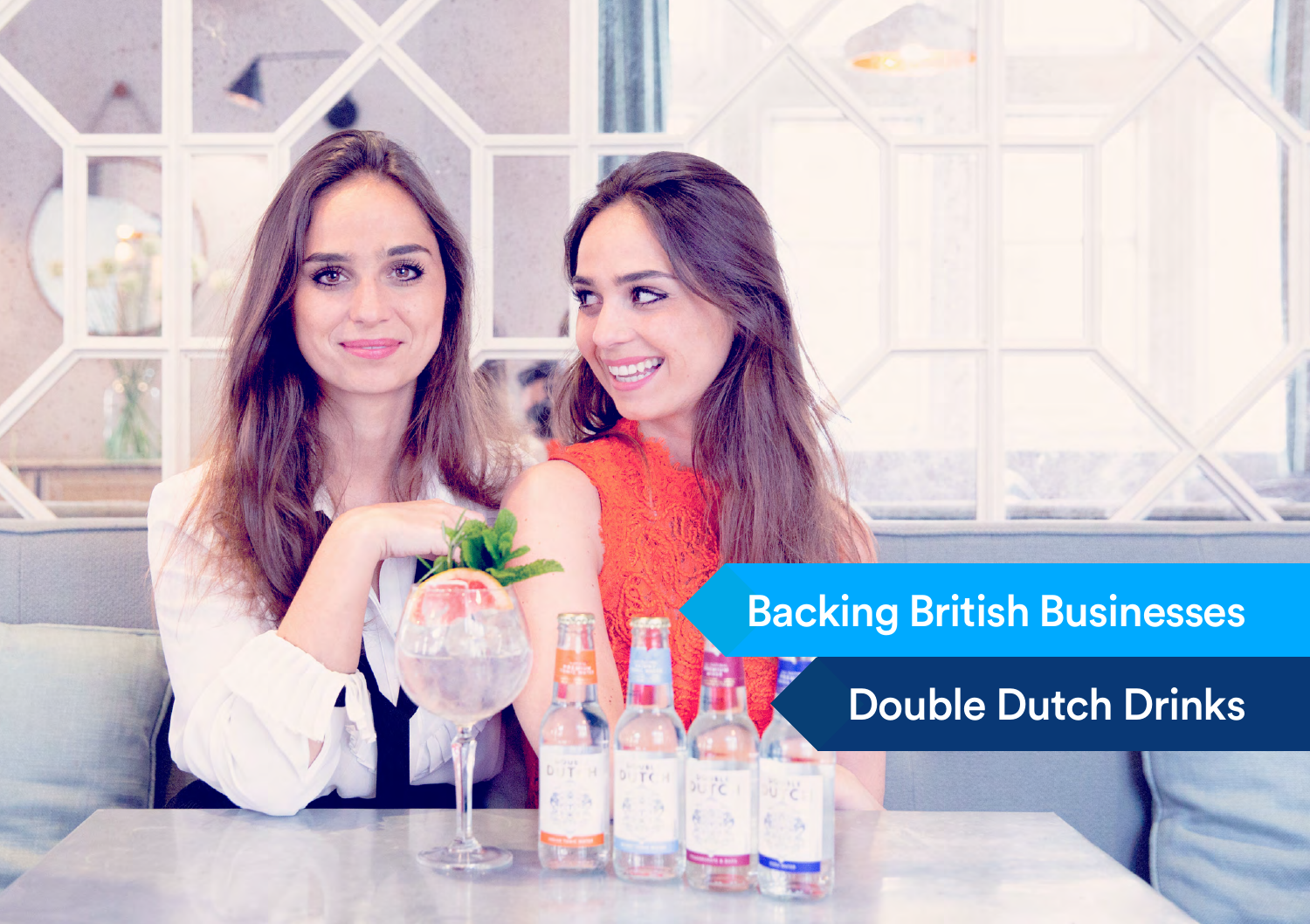# Backing British Businesses

## Double Dutch Drinks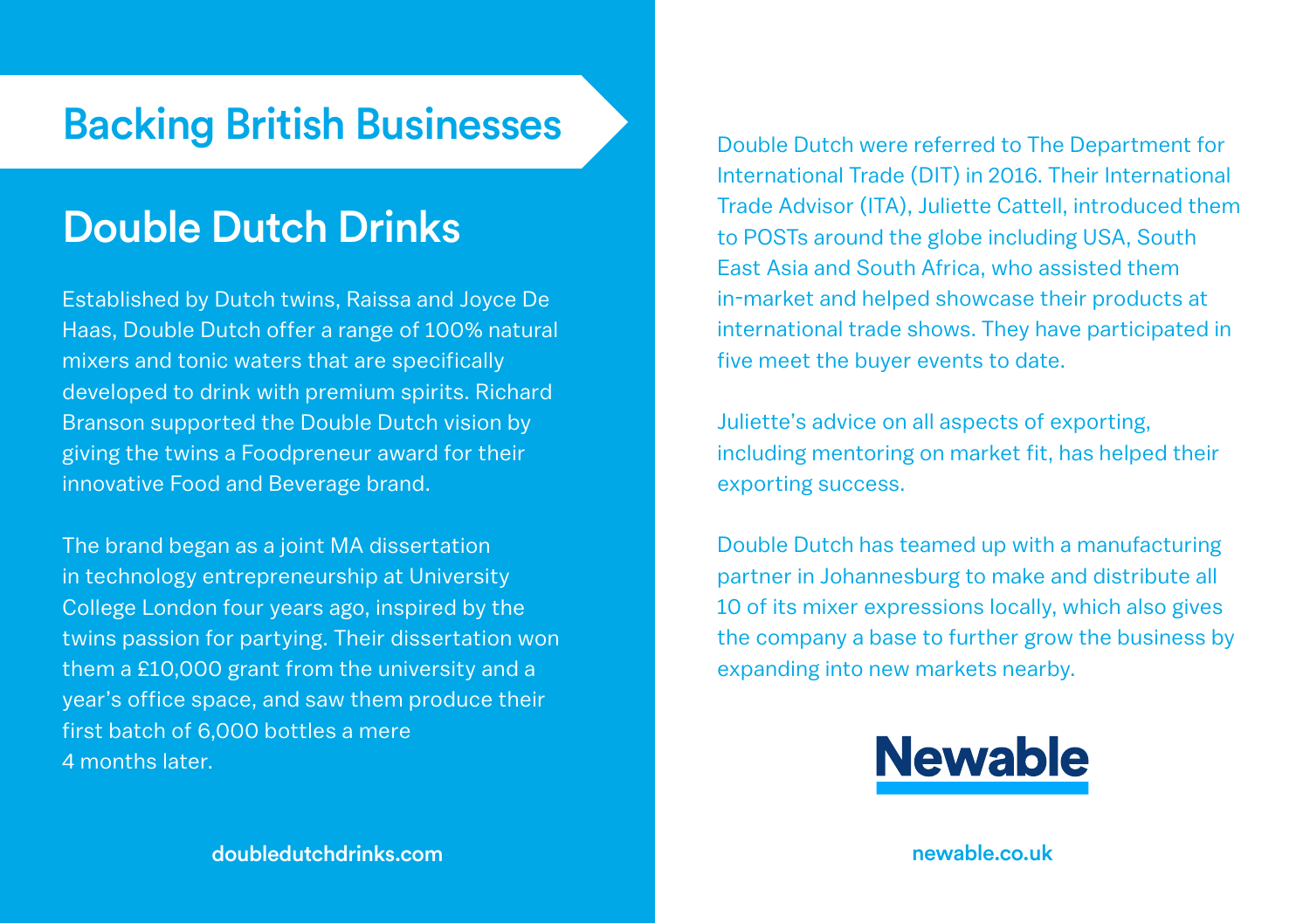## Backing British Businesses

# Double Dutch Drinks

Established by Dutch twins, Raissa and Joyce De Haas, Double Dutch offer a range of 100% natural mixers and tonic waters that are specifically developed to drink with premium spirits. Richard Branson supported the Double Dutch vision by giving the twins a Foodpreneur award for their innovative Food and Beverage brand.

The brand began as a joint MA dissertation in technology entrepreneurship at University College London four years ago, inspired by the twins passion for partying. Their dissertation won them a £10,000 grant from the university and a year's office space, and saw them produce their first batch of 6,000 bottles a mere 4 months later.

doubledutchdrinks.com

Double Dutch were referred to The Department for International Trade (DIT) in 2016. Their International Trade Advisor (ITA), Juliette Cattell, introduced them to POSTs around the globe including USA, South East Asia and South Africa, who assisted them in-market and helped showcase their products at international trade shows. They have participated in five meet the buyer events to date.

Juliette's advice on all aspects of exporting, including mentoring on market fit, has helped their exporting success.

Double Dutch has teamed up with a manufacturing partner in Johannesburg to make and distribute all 10 of its mixer expressions locally, which also gives the company a base to further grow the business by expanding into new markets nearby.

**Newable**

newable.co.uk